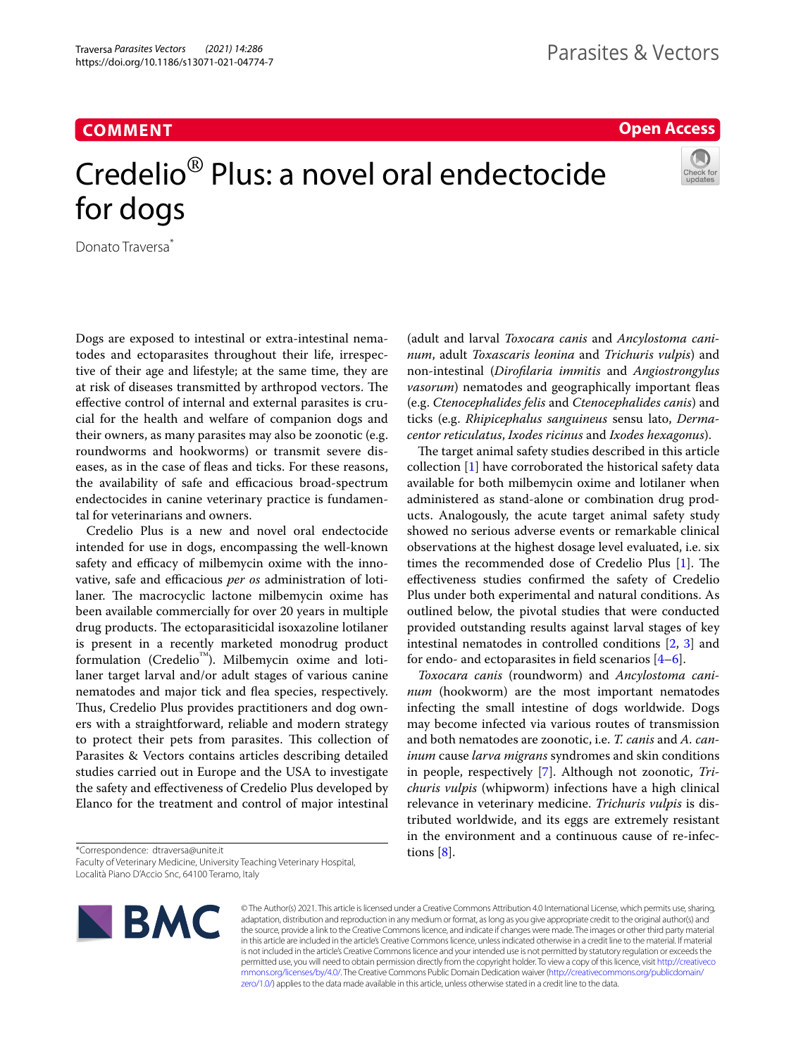COMMENT

Open Access

# Credelio® Plus: a novel oral endectocide for dogs

Donato Traversa*

Dogs are exposed to intestinal or extra-intestinal nematodes and ectoparasites throughout their life, irrespective of their age and lifestyle; at the same time, they are at risk of diseases transmitted by arthropod vectors. The effective control of internal and external parasites is crucial for the health and welfare of companion dogs and their owners, as many parasites may also be zoonotic (e.g. roundworms and hookworms) or transmit severe diseases, as in the case of fleas and ticks. For these reasons, the availability of safe and efficacious broad-spectrum endectocides in canine veterinary practice is fundamental for veterinarians and owners.

Credelio Plus is a new and novel oral endectocide intended for use in dogs, encompassing the well-known safety and efficacy of milbemycin oxime with the innovative, safe and efficacious *per os* administration of lotilaner. The macrocyclic lactone milbemycin oxime has been available commercially for over 20 years in multiple drug products. The ectoparasiticidal isoxazoline lotilaner is present in a recently marketed monodrug product formulation (Credelio™). Milbemycin oxime and lotilaner target larval and/or adult stages of various canine nematodes and major tick and flea species, respectively. Thus, Credelio Plus provides practitioners and dog owners with a straightforward, reliable and modern strategy to protect their pets from parasites. This collection of Parasites & Vectors contains articles describing detailed studies carried out in Europe and the USA to investigate the safety and effectiveness of Credelio Plus developed by Elanco for the treatment and control of major intestinal (adult and larval *Toxocara canis* and *Ancylostoma caninum*, adult *Toxascaris leonina* and *Trichuris vulpis*) and non-intestinal (*Dirofilaria immitis* and *Angiostrongylus vasorum*) nematodes and geographically important fleas (e.g. *Ctenocephalides felis* and *Ctenocephalides canis*) and ticks (e.g. *Rhipicephalus sanguineus* sensu lato, *Dermacentor reticulatus*, *Ixodes ricinus* and *Ixodes hexagonus*).

The target animal safety studies described in this article collection [1] have corroborated the historical safety data available for both milbemycin oxime and lotilaner when administered as stand-alone or combination drug products. Analogously, the acute target animal safety study showed no serious adverse events or remarkable clinical observations at the highest dosage level evaluated, i.e. six times the recommended dose of Credelio Plus [1]. The effectiveness studies confirmed the safety of Credelio Plus under both experimental and natural conditions. As outlined below, the pivotal studies that were conducted provided outstanding results against larval stages of key intestinal nematodes in controlled conditions [2, 3] and for endo- and ectoparasites in field scenarios [4–6].

*Toxocara canis* (roundworm) and *Ancylostoma caninum* (hookworm) are the most important nematodes infecting the small intestine of dogs worldwide. Dogs may become infected via various routes of transmission and both nematodes are zoonotic, i.e. *T. canis* and *A. caninum* cause *larva migrans* syndromes and skin conditions in people, respectively [7]. Although not zoonotic, *Trichuris vulpis* (whipworm) infections have a high clinical relevance in veterinary medicine. *Trichuris vulpis* is distributed worldwide, and its eggs are extremely resistant in the environment and a continuous cause of re-infections [8].

*Correspondence: dtraversa@unite.it
Faculty of Veterinary Medicine, University Teaching Veterinary Hospital, Località Piano D'Accio Snc, 64100 Teramo, Italy

© The Author(s) 2021. This article is licensed under a Creative Commons Attribution 4.0 International License, which permits use, sharing, adaptation, distribution and reproduction in any medium or format, as long as you give appropriate credit to the original author(s) and the source, provide a link to the Creative Commons licence, and indicate if changes were made. The images or other third party material in this article are included in the article's Creative Commons licence, unless indicated otherwise in a credit line to the material. If material is not included in the article's Creative Commons licence and your intended use is not permitted by statutory regulation or exceeds the permitted use, you will need to obtain permission directly from the copyright holder. To view a copy of this licence, visit http://creativecommons.org/licenses/by/4.0/. The Creative Commons Public Domain Dedication waiver (http://creativecommons.org/publicdomain/zero/1.0/) applies to the data made available in this article, unless otherwise stated in a credit line to the data.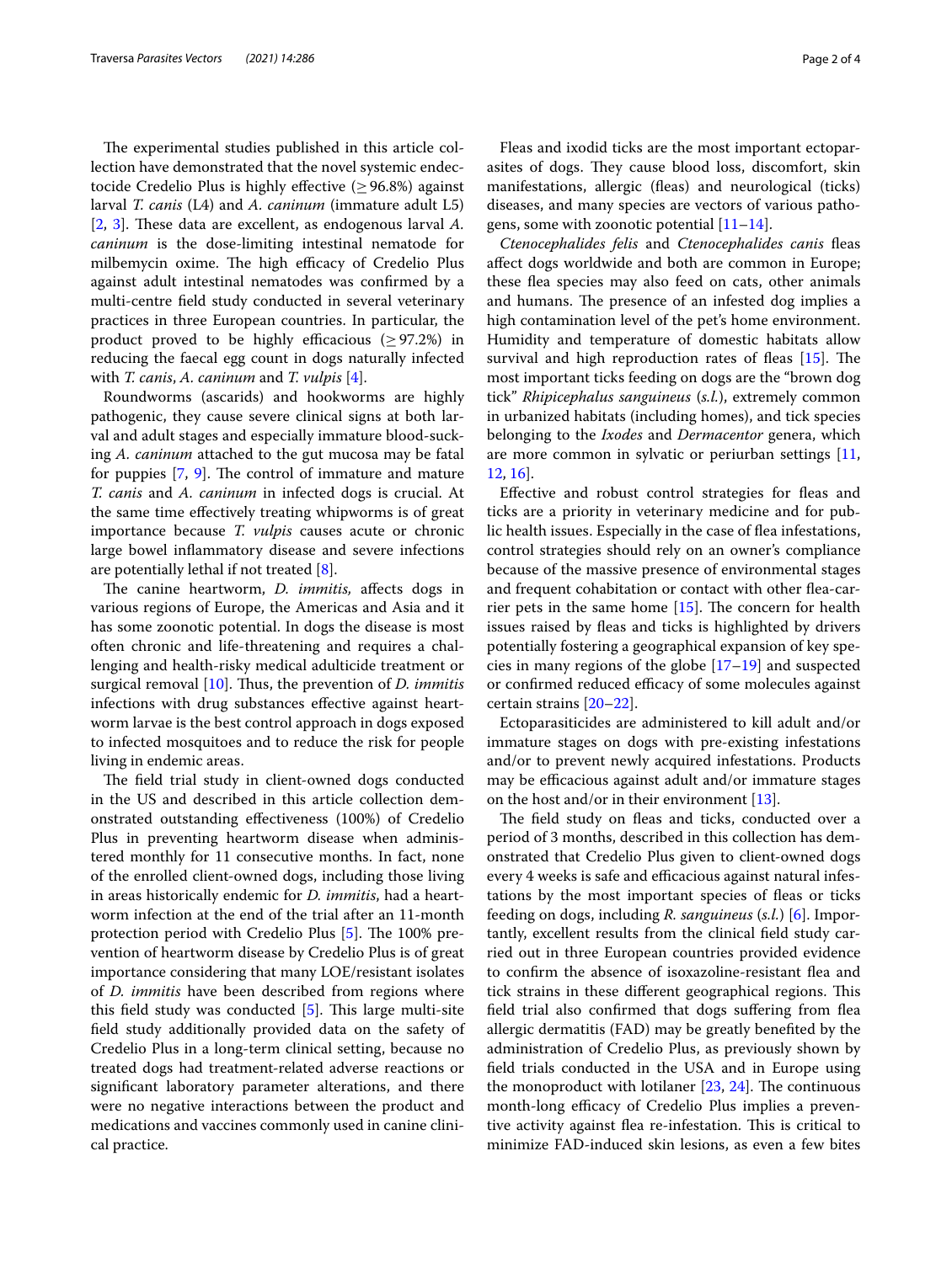The experimental studies published in this article collection have demonstrated that the novel systemic endectocide Credelio Plus is highly effective (≥ 96.8%) against larval *T. canis* (L4) and *A. caninum* (immature adult L5) [2, 3]. These data are excellent, as endogenous larval *A. caninum* is the dose-limiting intestinal nematode for milbemycin oxime. The high efficacy of Credelio Plus against adult intestinal nematodes was confirmed by a multi-centre field study conducted in several veterinary practices in three European countries. In particular, the product proved to be highly efficacious (≥ 97.2%) in reducing the faecal egg count in dogs naturally infected with *T. canis*, *A. caninum* and *T. vulpis* [4].

Roundworms (ascarids) and hookworms are highly pathogenic, they cause severe clinical signs at both larval and adult stages and especially immature blood-sucking *A. caninum* attached to the gut mucosa may be fatal for puppies [7, 9]. The control of immature and mature *T. canis* and *A. caninum* in infected dogs is crucial. At the same time effectively treating whipworms is of great importance because *T. vulpis* causes acute or chronic large bowel inflammatory disease and severe infections are potentially lethal if not treated [8].

The canine heartworm, *D. immitis,* affects dogs in various regions of Europe, the Americas and Asia and it has some zoonotic potential. In dogs the disease is most often chronic and life-threatening and requires a challenging and health-risky medical adulticide treatment or surgical removal [10]. Thus, the prevention of *D. immitis* infections with drug substances effective against heartworm larvae is the best control approach in dogs exposed to infected mosquitoes and to reduce the risk for people living in endemic areas.

The field trial study in client-owned dogs conducted in the US and described in this article collection demonstrated outstanding effectiveness (100%) of Credelio Plus in preventing heartworm disease when administered monthly for 11 consecutive months. In fact, none of the enrolled client-owned dogs, including those living in areas historically endemic for *D. immitis*, had a heartworm infection at the end of the trial after an 11-month protection period with Credelio Plus [5]. The 100% prevention of heartworm disease by Credelio Plus is of great importance considering that many LOE/resistant isolates of *D. immitis* have been described from regions where this field study was conducted [5]. This large multi-site field study additionally provided data on the safety of Credelio Plus in a long-term clinical setting, because no treated dogs had treatment-related adverse reactions or significant laboratory parameter alterations, and there were no negative interactions between the product and medications and vaccines commonly used in canine clinical practice.

Fleas and ixodid ticks are the most important ectoparasites of dogs. They cause blood loss, discomfort, skin manifestations, allergic (fleas) and neurological (ticks) diseases, and many species are vectors of various pathogens, some with zoonotic potential [11–14].

*Ctenocephalides felis* and *Ctenocephalides canis* fleas affect dogs worldwide and both are common in Europe; these flea species may also feed on cats, other animals and humans. The presence of an infested dog implies a high contamination level of the pet's home environment. Humidity and temperature of domestic habitats allow survival and high reproduction rates of fleas [15]. The most important ticks feeding on dogs are the "brown dog tick" *Rhipicephalus sanguineus* (*s.l.*), extremely common in urbanized habitats (including homes), and tick species belonging to the *Ixodes* and *Dermacentor* genera, which are more common in sylvatic or periurban settings [11, 12, 16].

Effective and robust control strategies for fleas and ticks are a priority in veterinary medicine and for public health issues. Especially in the case of flea infestations, control strategies should rely on an owner's compliance because of the massive presence of environmental stages and frequent cohabitation or contact with other flea-carrier pets in the same home [15]. The concern for health issues raised by fleas and ticks is highlighted by drivers potentially fostering a geographical expansion of key species in many regions of the globe [17–19] and suspected or confirmed reduced efficacy of some molecules against certain strains [20–22].

Ectoparasiticides are administered to kill adult and/or immature stages on dogs with pre-existing infestations and/or to prevent newly acquired infestations. Products may be efficacious against adult and/or immature stages on the host and/or in their environment [13].

The field study on fleas and ticks, conducted over a period of 3 months, described in this collection has demonstrated that Credelio Plus given to client-owned dogs every 4 weeks is safe and efficacious against natural infestations by the most important species of fleas or ticks feeding on dogs, including *R. sanguineus* (*s.l.*) [6]. Importantly, excellent results from the clinical field study carried out in three European countries provided evidence to confirm the absence of isoxazoline-resistant flea and tick strains in these different geographical regions. This field trial also confirmed that dogs suffering from flea allergic dermatitis (FAD) may be greatly benefited by the administration of Credelio Plus, as previously shown by field trials conducted in the USA and in Europe using the monoproduct with lotilaner [23, 24]. The continuous month-long efficacy of Credelio Plus implies a preventive activity against flea re-infestation. This is critical to minimize FAD-induced skin lesions, as even a few bites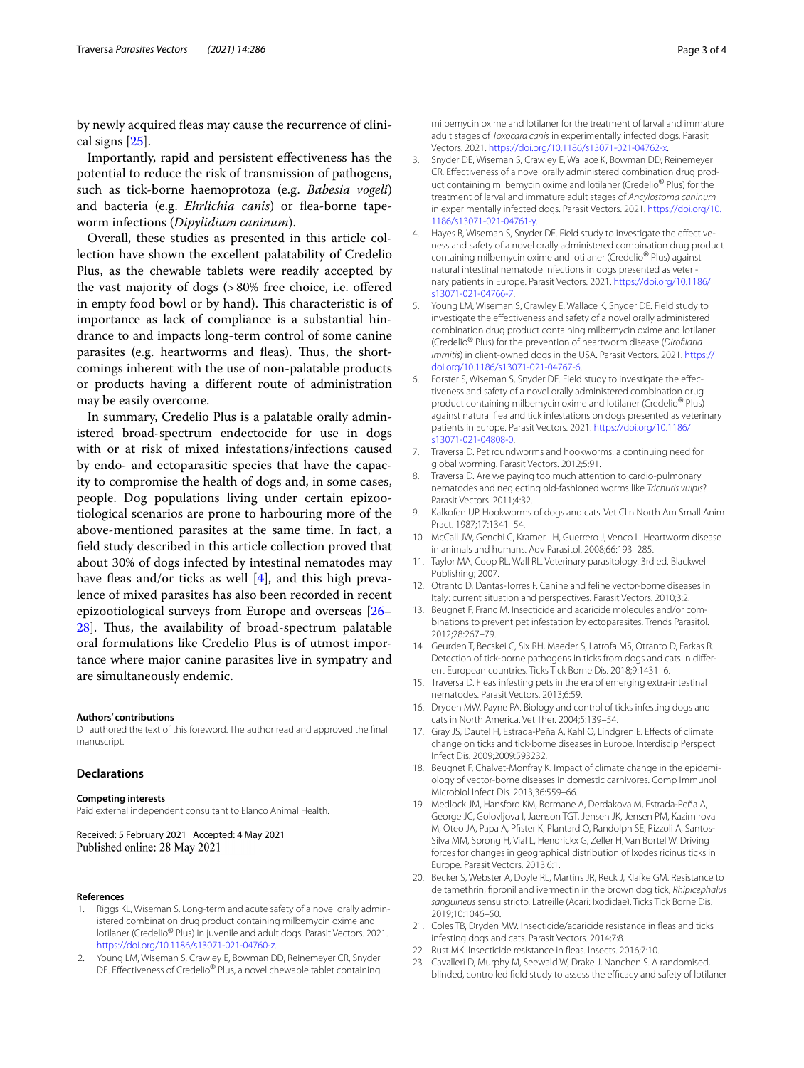by newly acquired fleas may cause the recurrence of clinical signs [25].

Importantly, rapid and persistent effectiveness has the potential to reduce the risk of transmission of pathogens, such as tick-borne haemoprotoza (e.g. *Babesia vogeli*) and bacteria (e.g. *Ehrlichia canis*) or flea-borne tapeworm infections (*Dipylidium caninum*).

Overall, these studies as presented in this article collection have shown the excellent palatability of Credelio Plus, as the chewable tablets were readily accepted by the vast majority of dogs (> 80% free choice, i.e. offered in empty food bowl or by hand). This characteristic is of importance as lack of compliance is a substantial hindrance to and impacts long-term control of some canine parasites (e.g. heartworms and fleas). Thus, the shortcomings inherent with the use of non-palatable products or products having a different route of administration may be easily overcome.

In summary, Credelio Plus is a palatable orally administered broad-spectrum endectocide for use in dogs with or at risk of mixed infestations/infections caused by endo- and ectoparasitic species that have the capacity to compromise the health of dogs and, in some cases, people. Dog populations living under certain epizootiological scenarios are prone to harbouring more of the above-mentioned parasites at the same time. In fact, a field study described in this article collection proved that about 30% of dogs infected by intestinal nematodes may have fleas and/or ticks as well [4], and this high prevalence of mixed parasites has also been recorded in recent epizootiological surveys from Europe and overseas [26–28]. Thus, the availability of broad-spectrum palatable oral formulations like Credelio Plus is of utmost importance where major canine parasites live in sympatry and are simultaneously endemic.

#### Authors' contributions

DT authored the text of this foreword. The author read and approved the final manuscript.

### Declarations

#### Competing interests

Paid external independent consultant to Elanco Animal Health.

Received: 5 February 2021 Accepted: 4 May 2021
Published online: 28 May 2021

#### References

1. Riggs KL, Wiseman S. Long-term and acute safety of a novel orally administered combination drug product containing milbemycin oxime and lotilaner (Credelio® Plus) in juvenile and adult dogs. Parasit Vectors. 2021. https://doi.org/10.1186/s13071-021-04760-z.
2. Young LM, Wiseman S, Crawley E, Bowman DD, Reinemeyer CR, Snyder DE. Effectiveness of Credelio® Plus, a novel chewable tablet containing milbemycin oxime and lotilaner for the treatment of larval and immature adult stages of *Toxocara canis* in experimentally infected dogs. Parasit Vectors. 2021. https://doi.org/10.1186/s13071-021-04762-x.
3. Snyder DE, Wiseman S, Crawley E, Wallace K, Bowman DD, Reinemeyer CR. Effectiveness of a novel orally administered combination drug product containing milbemycin oxime and lotilaner (Credelio® Plus) for the treatment of larval and immature adult stages of *Ancylostoma caninum* in experimentally infected dogs. Parasit Vectors. 2021. https://doi.org/10.1186/s13071-021-04761-y.
4. Hayes B, Wiseman S, Snyder DE. Field study to investigate the effectiveness and safety of a novel orally administered combination drug product containing milbemycin oxime and lotilaner (Credelio® Plus) against natural intestinal nematode infections in dogs presented as veterinary patients in Europe. Parasit Vectors. 2021. https://doi.org/10.1186/s13071-021-04766-7.
5. Young LM, Wiseman S, Crawley E, Wallace K, Snyder DE. Field study to investigate the effectiveness and safety of a novel orally administered combination drug product containing milbemycin oxime and lotilaner (Credelio® Plus) for the prevention of heartworm disease (*Dirofilaria immitis*) in client-owned dogs in the USA. Parasit Vectors. 2021. https://doi.org/10.1186/s13071-021-04767-6.
6. Forster S, Wiseman S, Snyder DE. Field study to investigate the effectiveness and safety of a novel orally administered combination drug product containing milbemycin oxime and lotilaner (Credelio® Plus) against natural flea and tick infestations on dogs presented as veterinary patients in Europe. Parasit Vectors. 2021. https://doi.org/10.1186/s13071-021-04808-0.
7. Traversa D. Pet roundworms and hookworms: a continuing need for global worming. Parasit Vectors. 2012;5:91.
8. Traversa D. Are we paying too much attention to cardio-pulmonary nematodes and neglecting old-fashioned worms like *Trichuris vulpis*? Parasit Vectors. 2011;4:32.
9. Kalkofen UP. Hookworms of dogs and cats. Vet Clin North Am Small Anim Pract. 1987;17:1341–54.
10. McCall JW, Genchi C, Kramer LH, Guerrero J, Venco L. Heartworm disease in animals and humans. Adv Parasitol. 2008;66:193–285.
11. Taylor MA, Coop RL, Wall RL. Veterinary parasitology. 3rd ed. Blackwell Publishing; 2007.
12. Otranto D, Dantas-Torres F. Canine and feline vector-borne diseases in Italy: current situation and perspectives. Parasit Vectors. 2010;3:2.
13. Beugnet F, Franc M. Insecticide and acaricide molecules and/or combinations to prevent pet infestation by ectoparasites. Trends Parasitol. 2012;28:267–79.
14. Geurden T, Becskei C, Six RH, Maeder S, Latrofa MS, Otranto D, Farkas R. Detection of tick-borne pathogens in ticks from dogs and cats in different European countries. Ticks Tick Borne Dis. 2018;9:1431–6.
15. Traversa D. Fleas infesting pets in the era of emerging extra-intestinal nematodes. Parasit Vectors. 2013;6:59.
16. Dryden MW, Payne PA. Biology and control of ticks infesting dogs and cats in North America. Vet Ther. 2004;5:139–54.
17. Gray JS, Dautel H, Estrada-Peña A, Kahl O, Lindgren E. Effects of climate change on ticks and tick-borne diseases in Europe. Interdiscip Perspect Infect Dis. 2009;2009:593232.
18. Beugnet F, Chalvet-Monfray K. Impact of climate change in the epidemiology of vector-borne diseases in domestic carnivores. Comp Immunol Microbiol Infect Dis. 2013;36:559–66.
19. Medlock JM, Hansford KM, Bormane A, Derdakova M, Estrada-Peña A, George JC, Golovljova I, Jaenson TGT, Jensen JK, Jensen PM, Kazimirova M, Oteo JA, Papa A, Pfister K, Plantard O, Randolph SE, Rizzoli A, Santos-Silva MM, Sprong H, Vial L, Hendrickx G, Zeller H, Van Bortel W. Driving forces for changes in geographical distribution of Ixodes ricinus ticks in Europe. Parasit Vectors. 2013;6:1.
20. Becker S, Webster A, Doyle RL, Martins JR, Reck J, Klafke GM. Resistance to deltamethrin, fipronil and ivermectin in the brown dog tick, *Rhipicephalus sanguineus* sensu stricto, Latreille (Acari: Ixodidae). Ticks Tick Borne Dis. 2019;10:1046–50.
21. Coles TB, Dryden MW. Insecticide/acaricide resistance in fleas and ticks infesting dogs and cats. Parasit Vectors. 2014;7:8.
22. Rust MK. Insecticide resistance in fleas. Insects. 2016;7:10.
23. Cavalleri D, Murphy M, Seewald W, Drake J, Nanchen S. A randomised, blinded, controlled field study to assess the efficacy and safety of lotilaner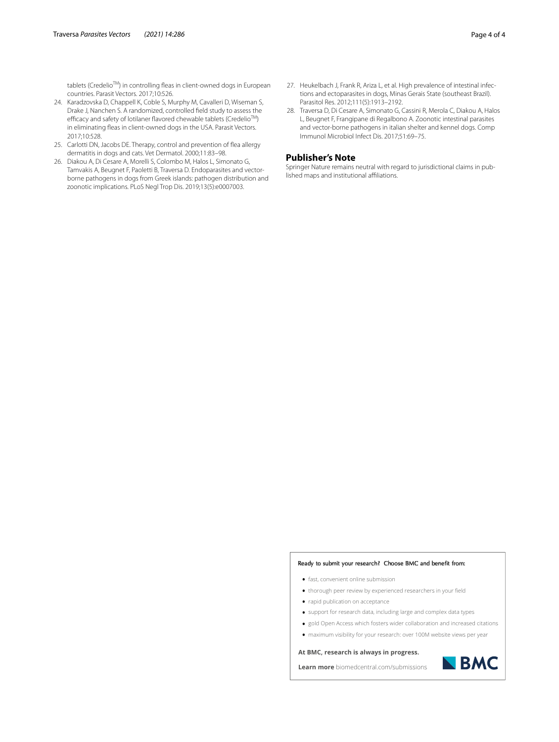tablets (Credelio™) in controlling fleas in client-owned dogs in European countries. Parasit Vectors. 2017;10:526.

24. Karadzovska D, Chappell K, Coble S, Murphy M, Cavalleri D, Wiseman S, Drake J, Nanchen S. A randomized, controlled field study to assess the efficacy and safety of lotilaner flavored chewable tablets (Credelio™) in eliminating fleas in client-owned dogs in the USA. Parasit Vectors. 2017;10:528.
25. Carlotti DN, Jacobs DE. Therapy, control and prevention of flea allergy dermatitis in dogs and cats. Vet Dermatol. 2000;11:83–98.
26. Diakou A, Di Cesare A, Morelli S, Colombo M, Halos L, Simonato G, Tamvakis A, Beugnet F, Paoletti B, Traversa D. Endoparasites and vector-borne pathogens in dogs from Greek islands: pathogen distribution and zoonotic implications. PLoS Negl Trop Dis. 2019;13(5):e0007003.
27. Heukelbach J, Frank R, Ariza L, et al. High prevalence of intestinal infections and ectoparasites in dogs, Minas Gerais State (southeast Brazil). Parasitol Res. 2012;111(5):1913–2192.
28. Traversa D, Di Cesare A, Simonato G, Cassini R, Merola C, Diakou A, Halos L, Beugnet F, Frangipane di Regalbono A. Zoonotic intestinal parasites and vector-borne pathogens in italian shelter and kennel dogs. Comp Immunol Microbiol Infect Dis. 2017;51:69–75.

## Publisher's Note

Springer Nature remains neutral with regard to jurisdictional claims in published maps and institutional affiliations.

Ready to submit your research? Choose BMC and benefit from:

- fast, convenient online submission
- thorough peer review by experienced researchers in your field
- rapid publication on acceptance
- support for research data, including large and complex data types
- gold Open Access which fosters wider collaboration and increased citations
- maximum visibility for your research: over 100M website views per year

**At BMC, research is always in progress.**

**Learn more** biomedcentral.com/submissions

BMC